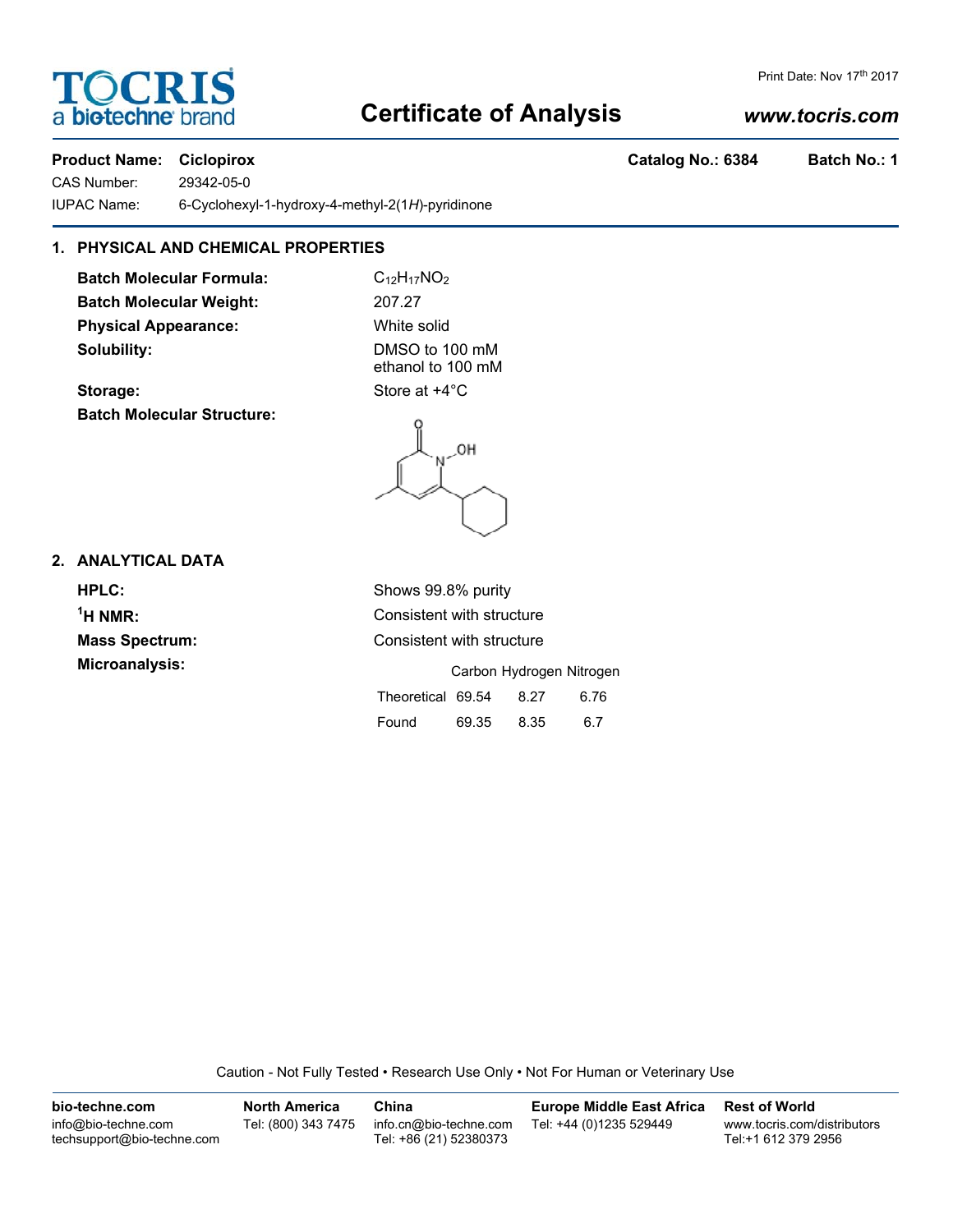TOCRIS
a biotechne brand

Print Date: Nov 17th 2017

# Certificate of Analysis

*www.tocris.com*

**Product Name: Ciclopirox** **Catalog No.: 6384** **Batch No.: 1**

CAS Number: 29342-05-0

IUPAC Name: 6-Cyclohexyl-1-hydroxy-4-methyl-2(1*H*)-pyridinone

## 1. PHYSICAL AND CHEMICAL PROPERTIES

**Batch Molecular Formula:** $C_{12}H_{17}NO_2$

**Batch Molecular Weight:** 207.27

**Physical Appearance:** White solid

**Solubility:** DMSO to 100 mM
ethanol to 100 mM

**Storage:** Store at +4°C

**Batch Molecular Structure:**

## 2. ANALYTICAL DATA

**HPLC:** Shows 99.8% purity

**$^1$H NMR:** Consistent with structure

**Mass Spectrum:** Consistent with structure

**Microanalysis:**

| | Carbon | Hydrogen | Nitrogen |
|---|---|---|---|
| Theoretical | 69.54 | 8.27 | 6.76 |
| Found | 69.35 | 8.35 | 6.7 |

Caution - Not Fully Tested • Research Use Only • Not For Human or Veterinary Use

**bio-techne.com**
info@bio-techne.com
techsupport@bio-techne.com

**North America**
Tel: (800) 343 7475

**China**
info.cn@bio-techne.com
Tel: +86 (21) 52380373

**Europe Middle East Africa**
Tel: +44 (0)1235 529449

**Rest of World**
www.tocris.com/distributors
Tel:+1 612 379 2956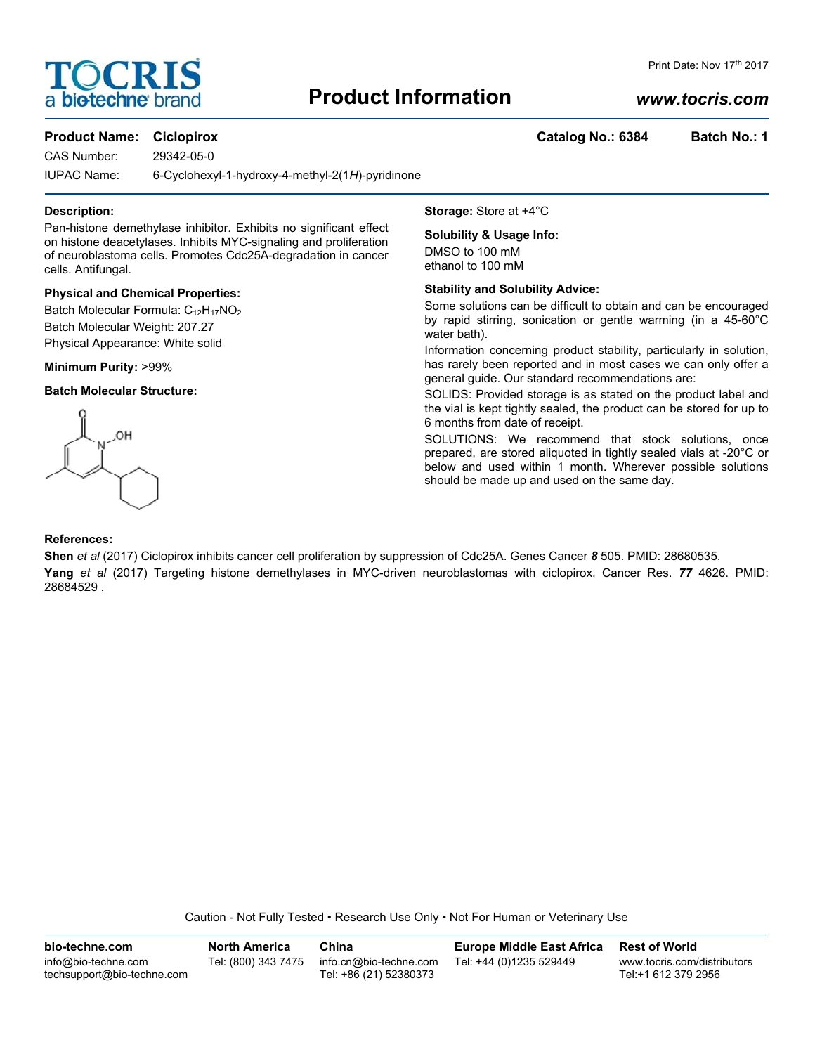# Product Information

**Product Name: Ciclopirox** **Catalog No.: 6384** **Batch No.: 1**

CAS Number: 29342-05-0

IUPAC Name: 6-Cyclohexyl-1-hydroxy-4-methyl-2(1*H*)-pyridinone

### Description:

Pan-histone demethylase inhibitor. Exhibits no significant effect on histone deacetylases. Inhibits MYC-signaling and proliferation of neuroblastoma cells. Promotes Cdc25A-degradation in cancer cells. Antifungal.

### Physical and Chemical Properties:

Batch Molecular Formula: $C_{12}H_{17}NO_2$

Batch Molecular Weight: 207.27

Physical Appearance: White solid

**Minimum Purity:** >99%

### Batch Molecular Structure:

**Storage:** Store at +4°C

### Solubility & Usage Info:

DMSO to 100 mM

ethanol to 100 mM

### Stability and Solubility Advice:

Some solutions can be difficult to obtain and can be encouraged by rapid stirring, sonication or gentle warming (in a 45-60°C water bath).

Information concerning product stability, particularly in solution, has rarely been reported and in most cases we can only offer a general guide. Our standard recommendations are:

SOLIDS: Provided storage is as stated on the product label and the vial is kept tightly sealed, the product can be stored for up to 6 months from date of receipt.

SOLUTIONS: We recommend that stock solutions, once prepared, are stored aliquoted in tightly sealed vials at -20°C or below and used within 1 month. Wherever possible solutions should be made up and used on the same day.

### References:

**Shen** *et al* (2017) Ciclopirox inhibits cancer cell proliferation by suppression of Cdc25A. Genes Cancer ***8*** 505. PMID: 28680535.

**Yang** *et al* (2017) Targeting histone demethylases in MYC-driven neuroblastomas with ciclopirox. Cancer Res. ***77*** 4626. PMID: 28684529 .

Caution - Not Fully Tested • Research Use Only • Not For Human or Veterinary Use

**bio-techne.com**
info@bio-techne.com
techsupport@bio-techne.com

**North America**
Tel: (800) 343 7475

**China**
info.cn@bio-techne.com
Tel: +86 (21) 52380373

**Europe Middle East Africa**
Tel: +44 (0)1235 529449

**Rest of World**
www.tocris.com/distributors
Tel:+1 612 379 2956